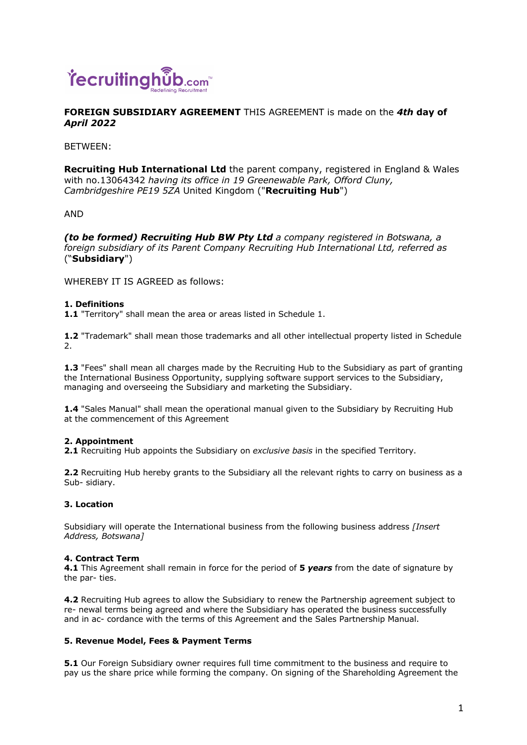**FOREIGN SUBSIDIARY AGREEMENT** THIS AGREEMENT is made on the ***4th* day of** ***April 2022***

BETWEEN:

**Recruiting Hub International Ltd** the parent company, registered in England & Wales with no.13064342 *having its office in 19 Greenewable Park, Offord Cluny, Cambridgeshire PE19 5ZA* United Kingdom ("**Recruiting Hub**")

AND

***(to be formed) Recruiting Hub BW Pty Ltd*** *a company registered in Botswana, a foreign subsidiary of its Parent Company Recruiting Hub International Ltd, referred as* ("**Subsidiary**")

WHEREBY IT IS AGREED as follows:

**1. Definitions**
**1.1** "Territory" shall mean the area or areas listed in Schedule 1.

**1.2** "Trademark" shall mean those trademarks and all other intellectual property listed in Schedule 2.

**1.3** "Fees" shall mean all charges made by the Recruiting Hub to the Subsidiary as part of granting the International Business Opportunity, supplying software support services to the Subsidiary, managing and overseeing the Subsidiary and marketing the Subsidiary.

**1.4** "Sales Manual" shall mean the operational manual given to the Subsidiary by Recruiting Hub at the commencement of this Agreement

**2. Appointment**
**2.1** Recruiting Hub appoints the Subsidiary on *exclusive basis* in the specified Territory.

**2.2** Recruiting Hub hereby grants to the Subsidiary all the relevant rights to carry on business as a Sub- sidiary.

**3. Location**

Subsidiary will operate the International business from the following business address *[Insert Address, Botswana]*

**4. Contract Term**
**4.1** This Agreement shall remain in force for the period of **5 *years*** from the date of signature by the par- ties.

**4.2** Recruiting Hub agrees to allow the Subsidiary to renew the Partnership agreement subject to re- newal terms being agreed and where the Subsidiary has operated the business successfully and in ac- cordance with the terms of this Agreement and the Sales Partnership Manual.

**5. Revenue Model, Fees & Payment Terms**

**5.1** Our Foreign Subsidiary owner requires full time commitment to the business and require to pay us the share price while forming the company. On signing of the Shareholding Agreement the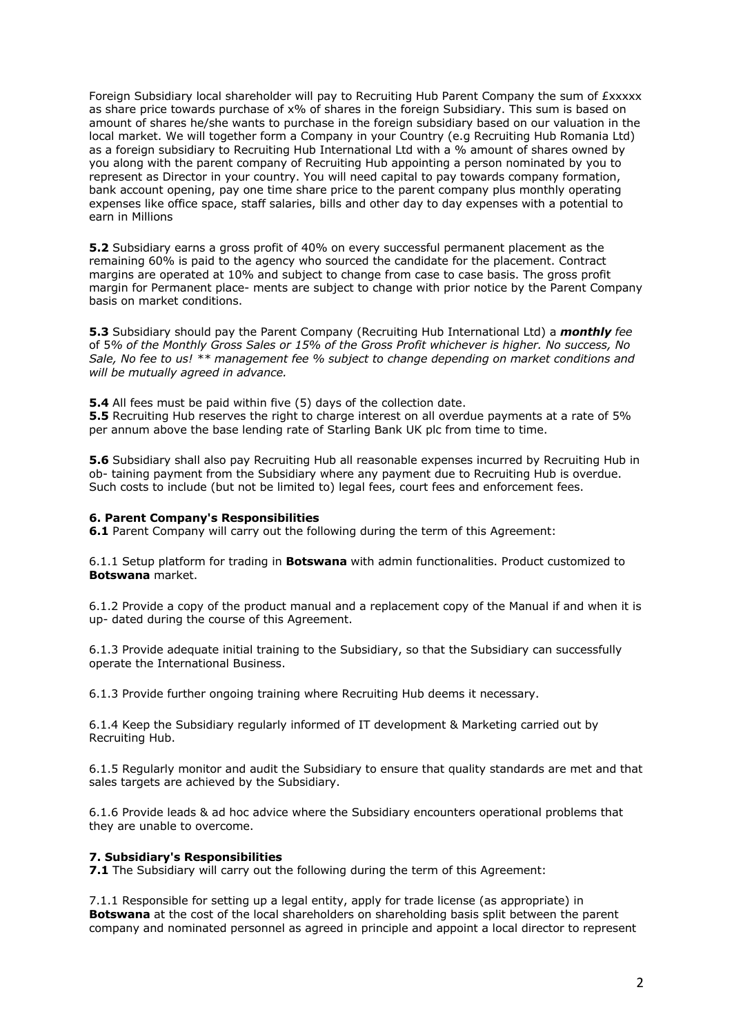Foreign Subsidiary local shareholder will pay to Recruiting Hub Parent Company the sum of £xxxxx as share price towards purchase of x% of shares in the foreign Subsidiary. This sum is based on amount of shares he/she wants to purchase in the foreign subsidiary based on our valuation in the local market. We will together form a Company in your Country (e.g Recruiting Hub Romania Ltd) as a foreign subsidiary to Recruiting Hub International Ltd with a % amount of shares owned by you along with the parent company of Recruiting Hub appointing a person nominated by you to represent as Director in your country. You will need capital to pay towards company formation, bank account opening, pay one time share price to the parent company plus monthly operating expenses like office space, staff salaries, bills and other day to day expenses with a potential to earn in Millions

**5.2** Subsidiary earns a gross profit of 40% on every successful permanent placement as the remaining 60% is paid to the agency who sourced the candidate for the placement. Contract margins are operated at 10% and subject to change from case to case basis. The gross profit margin for Permanent place- ments are subject to change with prior notice by the Parent Company basis on market conditions.

**5.3** Subsidiary should pay the Parent Company (Recruiting Hub International Ltd) a ***monthly*** *fee* of 5*% of the Monthly Gross Sales or 15% of the Gross Profit whichever is higher. No success, No Sale, No fee to us! ** management fee % subject to change depending on market conditions and will be mutually agreed in advance.*

**5.4** All fees must be paid within five (5) days of the collection date.
**5.5** Recruiting Hub reserves the right to charge interest on all overdue payments at a rate of 5% per annum above the base lending rate of Starling Bank UK plc from time to time.

**5.6** Subsidiary shall also pay Recruiting Hub all reasonable expenses incurred by Recruiting Hub in ob- taining payment from the Subsidiary where any payment due to Recruiting Hub is overdue. Such costs to include (but not be limited to) legal fees, court fees and enforcement fees.

### 6. Parent Company's Responsibilities

**6.1** Parent Company will carry out the following during the term of this Agreement:

6.1.1 Setup platform for trading in **Botswana** with admin functionalities. Product customized to **Botswana** market.

6.1.2 Provide a copy of the product manual and a replacement copy of the Manual if and when it is up- dated during the course of this Agreement.

6.1.3 Provide adequate initial training to the Subsidiary, so that the Subsidiary can successfully operate the International Business.

6.1.3 Provide further ongoing training where Recruiting Hub deems it necessary.

6.1.4 Keep the Subsidiary regularly informed of IT development & Marketing carried out by Recruiting Hub.

6.1.5 Regularly monitor and audit the Subsidiary to ensure that quality standards are met and that sales targets are achieved by the Subsidiary.

6.1.6 Provide leads & ad hoc advice where the Subsidiary encounters operational problems that they are unable to overcome.

### 7. Subsidiary's Responsibilities

**7.1** The Subsidiary will carry out the following during the term of this Agreement:

7.1.1 Responsible for setting up a legal entity, apply for trade license (as appropriate) in **Botswana** at the cost of the local shareholders on shareholding basis split between the parent company and nominated personnel as agreed in principle and appoint a local director to represent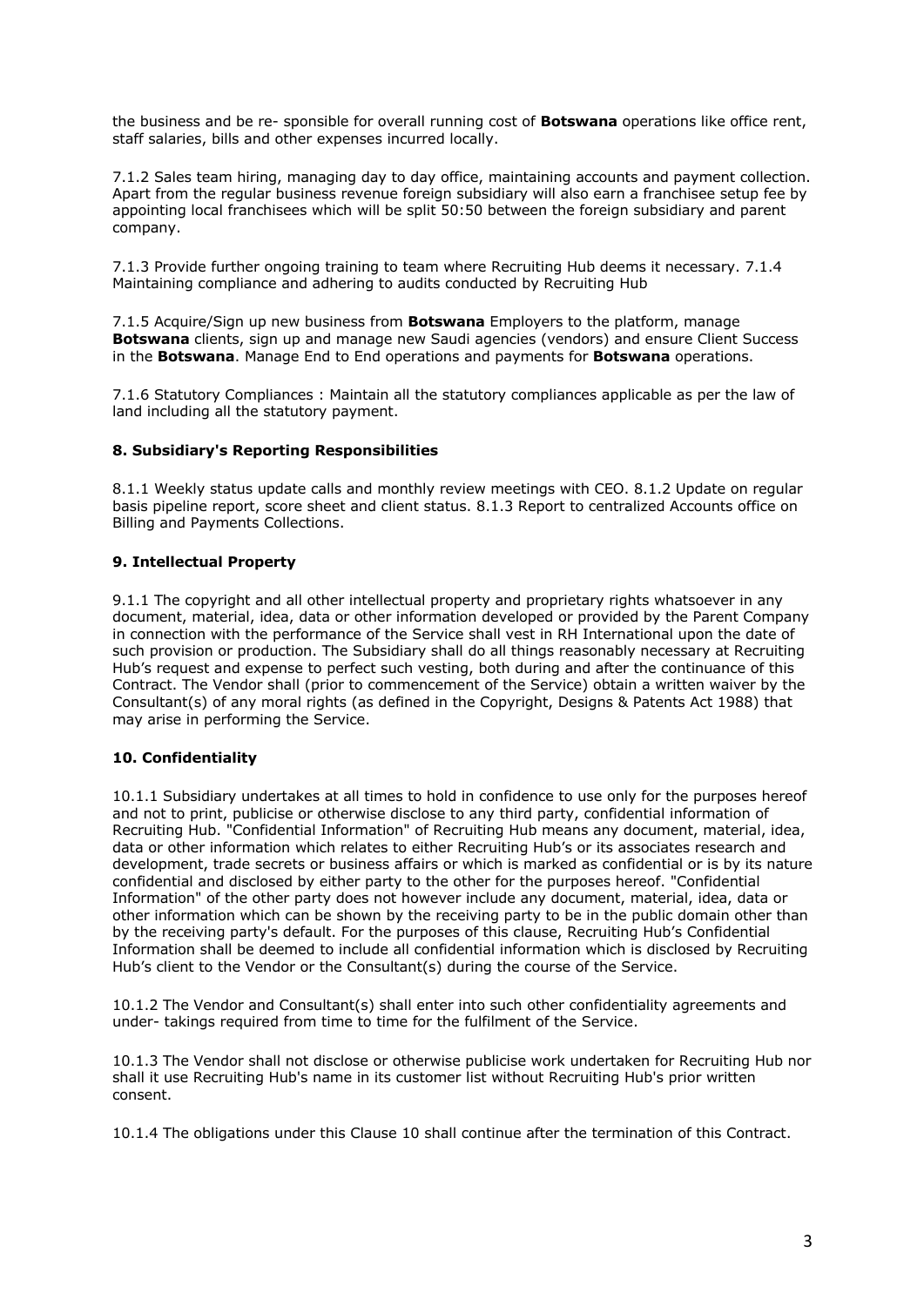the business and be re- sponsible for overall running cost of **Botswana** operations like office rent, staff salaries, bills and other expenses incurred locally.

7.1.2 Sales team hiring, managing day to day office, maintaining accounts and payment collection. Apart from the regular business revenue foreign subsidiary will also earn a franchisee setup fee by appointing local franchisees which will be split 50:50 between the foreign subsidiary and parent company.

7.1.3 Provide further ongoing training to team where Recruiting Hub deems it necessary. 7.1.4 Maintaining compliance and adhering to audits conducted by Recruiting Hub

7.1.5 Acquire/Sign up new business from **Botswana** Employers to the platform, manage **Botswana** clients, sign up and manage new Saudi agencies (vendors) and ensure Client Success in the **Botswana**. Manage End to End operations and payments for **Botswana** operations.

7.1.6 Statutory Compliances : Maintain all the statutory compliances applicable as per the law of land including all the statutory payment.

### 8. Subsidiary's Reporting Responsibilities

8.1.1 Weekly status update calls and monthly review meetings with CEO. 8.1.2 Update on regular basis pipeline report, score sheet and client status. 8.1.3 Report to centralized Accounts office on Billing and Payments Collections.

### 9. Intellectual Property

9.1.1 The copyright and all other intellectual property and proprietary rights whatsoever in any document, material, idea, data or other information developed or provided by the Parent Company in connection with the performance of the Service shall vest in RH International upon the date of such provision or production. The Subsidiary shall do all things reasonably necessary at Recruiting Hub's request and expense to perfect such vesting, both during and after the continuance of this Contract. The Vendor shall (prior to commencement of the Service) obtain a written waiver by the Consultant(s) of any moral rights (as defined in the Copyright, Designs & Patents Act 1988) that may arise in performing the Service.

### 10. Confidentiality

10.1.1 Subsidiary undertakes at all times to hold in confidence to use only for the purposes hereof and not to print, publicise or otherwise disclose to any third party, confidential information of Recruiting Hub. "Confidential Information" of Recruiting Hub means any document, material, idea, data or other information which relates to either Recruiting Hub's or its associates research and development, trade secrets or business affairs or which is marked as confidential or is by its nature confidential and disclosed by either party to the other for the purposes hereof. "Confidential Information" of the other party does not however include any document, material, idea, data or other information which can be shown by the receiving party to be in the public domain other than by the receiving party's default. For the purposes of this clause, Recruiting Hub's Confidential Information shall be deemed to include all confidential information which is disclosed by Recruiting Hub's client to the Vendor or the Consultant(s) during the course of the Service.

10.1.2 The Vendor and Consultant(s) shall enter into such other confidentiality agreements and under- takings required from time to time for the fulfilment of the Service.

10.1.3 The Vendor shall not disclose or otherwise publicise work undertaken for Recruiting Hub nor shall it use Recruiting Hub's name in its customer list without Recruiting Hub's prior written consent.

10.1.4 The obligations under this Clause 10 shall continue after the termination of this Contract.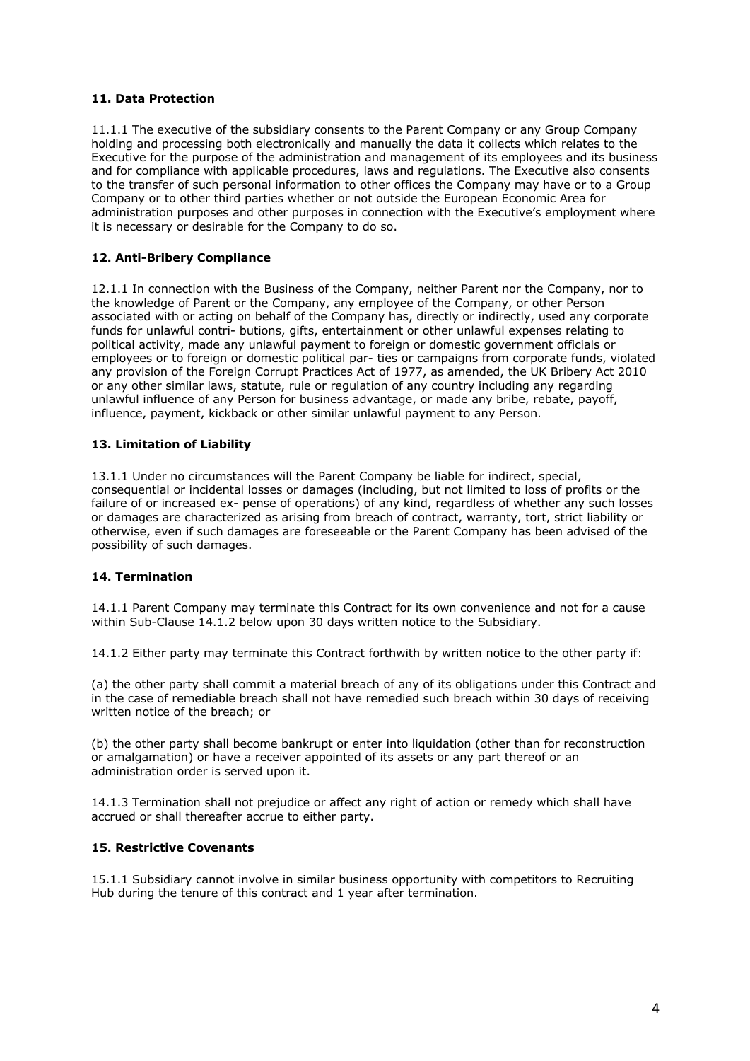### 11. Data Protection

11.1.1 The executive of the subsidiary consents to the Parent Company or any Group Company holding and processing both electronically and manually the data it collects which relates to the Executive for the purpose of the administration and management of its employees and its business and for compliance with applicable procedures, laws and regulations. The Executive also consents to the transfer of such personal information to other offices the Company may have or to a Group Company or to other third parties whether or not outside the European Economic Area for administration purposes and other purposes in connection with the Executive's employment where it is necessary or desirable for the Company to do so.

### 12. Anti-Bribery Compliance

12.1.1 In connection with the Business of the Company, neither Parent nor the Company, nor to the knowledge of Parent or the Company, any employee of the Company, or other Person associated with or acting on behalf of the Company has, directly or indirectly, used any corporate funds for unlawful contri- butions, gifts, entertainment or other unlawful expenses relating to political activity, made any unlawful payment to foreign or domestic government officials or employees or to foreign or domestic political par- ties or campaigns from corporate funds, violated any provision of the Foreign Corrupt Practices Act of 1977, as amended, the UK Bribery Act 2010 or any other similar laws, statute, rule or regulation of any country including any regarding unlawful influence of any Person for business advantage, or made any bribe, rebate, payoff, influence, payment, kickback or other similar unlawful payment to any Person.

### 13. Limitation of Liability

13.1.1 Under no circumstances will the Parent Company be liable for indirect, special, consequential or incidental losses or damages (including, but not limited to loss of profits or the failure of or increased ex- pense of operations) of any kind, regardless of whether any such losses or damages are characterized as arising from breach of contract, warranty, tort, strict liability or otherwise, even if such damages are foreseeable or the Parent Company has been advised of the possibility of such damages.

### 14. Termination

14.1.1 Parent Company may terminate this Contract for its own convenience and not for a cause within Sub-Clause 14.1.2 below upon 30 days written notice to the Subsidiary.

14.1.2 Either party may terminate this Contract forthwith by written notice to the other party if:

(a) the other party shall commit a material breach of any of its obligations under this Contract and in the case of remediable breach shall not have remedied such breach within 30 days of receiving written notice of the breach; or

(b) the other party shall become bankrupt or enter into liquidation (other than for reconstruction or amalgamation) or have a receiver appointed of its assets or any part thereof or an administration order is served upon it.

14.1.3 Termination shall not prejudice or affect any right of action or remedy which shall have accrued or shall thereafter accrue to either party.

### 15. Restrictive Covenants

15.1.1 Subsidiary cannot involve in similar business opportunity with competitors to Recruiting Hub during the tenure of this contract and 1 year after termination.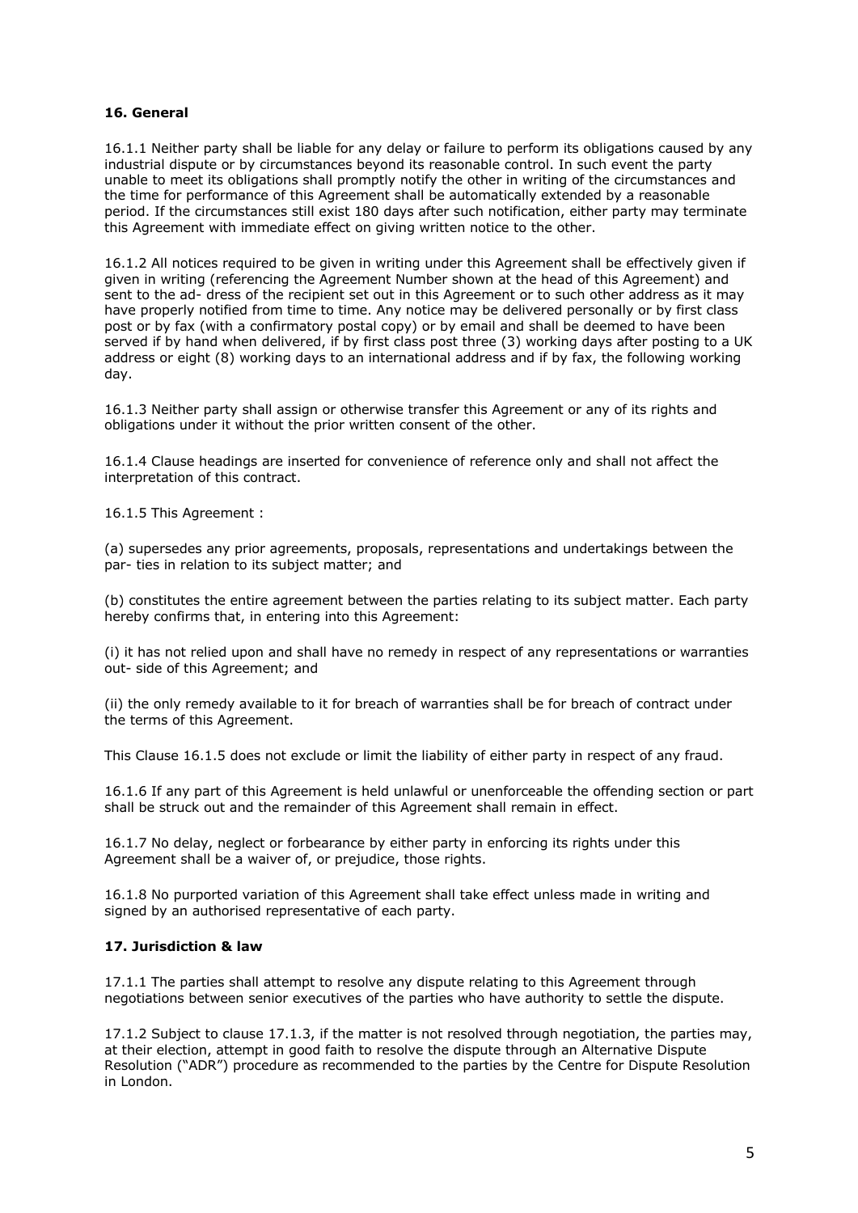### 16. General

16.1.1 Neither party shall be liable for any delay or failure to perform its obligations caused by any industrial dispute or by circumstances beyond its reasonable control. In such event the party unable to meet its obligations shall promptly notify the other in writing of the circumstances and the time for performance of this Agreement shall be automatically extended by a reasonable period. If the circumstances still exist 180 days after such notification, either party may terminate this Agreement with immediate effect on giving written notice to the other.

16.1.2 All notices required to be given in writing under this Agreement shall be effectively given if given in writing (referencing the Agreement Number shown at the head of this Agreement) and sent to the ad- dress of the recipient set out in this Agreement or to such other address as it may have properly notified from time to time. Any notice may be delivered personally or by first class post or by fax (with a confirmatory postal copy) or by email and shall be deemed to have been served if by hand when delivered, if by first class post three (3) working days after posting to a UK address or eight (8) working days to an international address and if by fax, the following working day.

16.1.3 Neither party shall assign or otherwise transfer this Agreement or any of its rights and obligations under it without the prior written consent of the other.

16.1.4 Clause headings are inserted for convenience of reference only and shall not affect the interpretation of this contract.

16.1.5 This Agreement :

(a) supersedes any prior agreements, proposals, representations and undertakings between the par- ties in relation to its subject matter; and

(b) constitutes the entire agreement between the parties relating to its subject matter. Each party hereby confirms that, in entering into this Agreement:

(i) it has not relied upon and shall have no remedy in respect of any representations or warranties out- side of this Agreement; and

(ii) the only remedy available to it for breach of warranties shall be for breach of contract under the terms of this Agreement.

This Clause 16.1.5 does not exclude or limit the liability of either party in respect of any fraud.

16.1.6 If any part of this Agreement is held unlawful or unenforceable the offending section or part shall be struck out and the remainder of this Agreement shall remain in effect.

16.1.7 No delay, neglect or forbearance by either party in enforcing its rights under this Agreement shall be a waiver of, or prejudice, those rights.

16.1.8 No purported variation of this Agreement shall take effect unless made in writing and signed by an authorised representative of each party.

### 17. Jurisdiction & law

17.1.1 The parties shall attempt to resolve any dispute relating to this Agreement through negotiations between senior executives of the parties who have authority to settle the dispute.

17.1.2 Subject to clause 17.1.3, if the matter is not resolved through negotiation, the parties may, at their election, attempt in good faith to resolve the dispute through an Alternative Dispute Resolution ("ADR") procedure as recommended to the parties by the Centre for Dispute Resolution in London.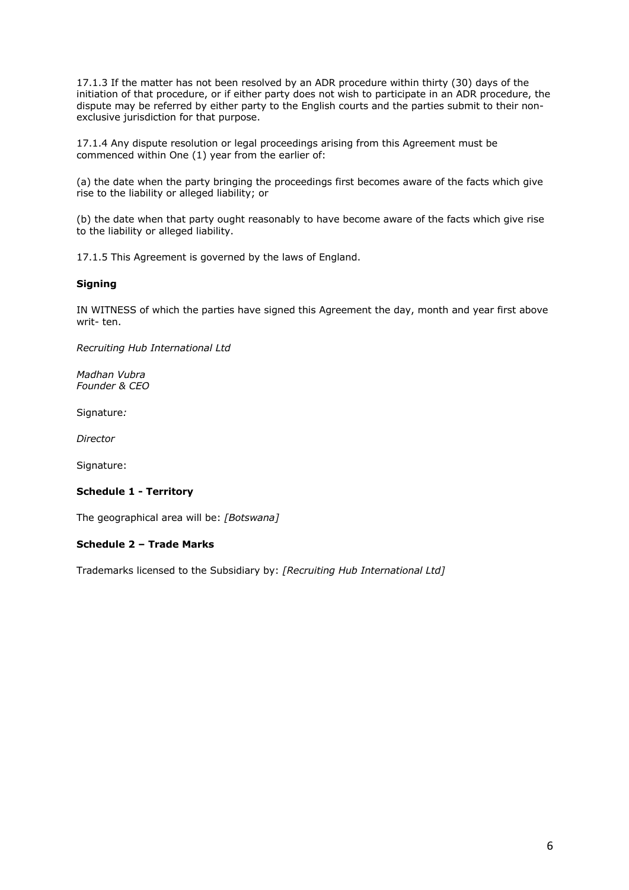17.1.3 If the matter has not been resolved by an ADR procedure within thirty (30) days of the initiation of that procedure, or if either party does not wish to participate in an ADR procedure, the dispute may be referred by either party to the English courts and the parties submit to their non-exclusive jurisdiction for that purpose.

17.1.4 Any dispute resolution or legal proceedings arising from this Agreement must be commenced within One (1) year from the earlier of:

(a) the date when the party bringing the proceedings first becomes aware of the facts which give rise to the liability or alleged liability; or

(b) the date when that party ought reasonably to have become aware of the facts which give rise to the liability or alleged liability.

17.1.5 This Agreement is governed by the laws of England.

**Signing**

IN WITNESS of which the parties have signed this Agreement the day, month and year first above writ- ten.

*Recruiting Hub International Ltd*

*Madhan Vubra*
*Founder & CEO*

Signature*:*

*Director*

Signature:

**Schedule 1 - Territory**

The geographical area will be: *[Botswana]*

**Schedule 2 – Trade Marks**

Trademarks licensed to the Subsidiary by: *[Recruiting Hub International Ltd]*